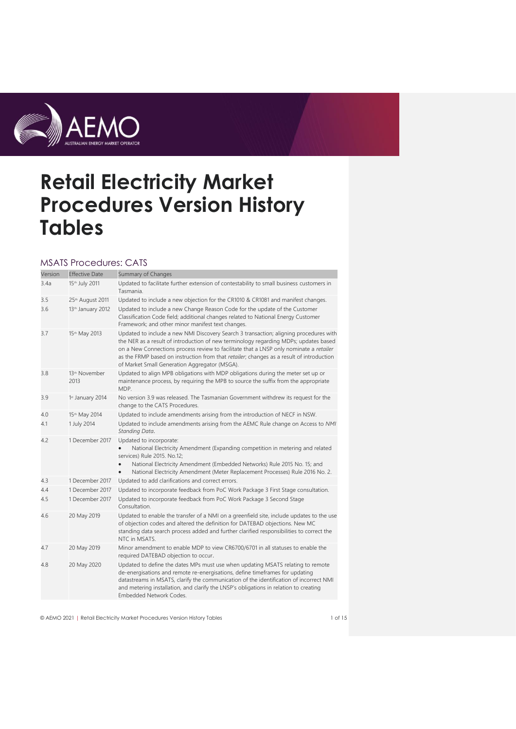# Retail Electricity Market Procedures Version History Tables

## MSATS Procedures: CATS

| Version | Effective Date | Summary of Changes |
|---|---|---|
| 3.4a | 15th July 2011 | Updated to facilitate further extension of contestability to small business customers in Tasmania. |
| 3.5 | 25th August 2011 | Updated to include a new objection for the CR1010 & CR1081 and manifest changes. |
| 3.6 | 13th January 2012 | Updated to include a new Change Reason Code for the update of the Customer Classification Code field; additional changes related to National Energy Customer Framework; and other minor manifest text changes. |
| 3.7 | 15th May 2013 | Updated to include a new NMI Discovery Search 3 transaction; aligning procedures with the NER as a result of introduction of new terminology regarding MDPs; updates based on a New Connections process review to facilitate that a LNSP only nominate a *retailer* as the FRMP based on instruction from that *retailer*; changes as a result of introduction of Market Small Generation Aggregator (MSGA). |
| 3.8 | 13th November 2013 | Updated to align MPB obligations with MDP obligations during the meter set up or maintenance process, by requiring the MPB to source the suffix from the appropriate MDP. |
| 3.9 | 1st January 2014 | No version 3.9 was released. The Tasmanian Government withdrew its request for the change to the CATS Procedures. |
| 4.0 | 15th May 2014 | Updated to include amendments arising from the introduction of NECF in NSW. |
| 4.1 | 1 July 2014 | Updated to include amendments arising from the AEMC Rule change on Access to *NMI Standing Data*. |
| 4.2 | 1 December 2017 | Updated to incorporate:<br>• National Electricity Amendment (Expanding competition in metering and related services) Rule 2015. No.12;<br>• National Electricity Amendment (Embedded Networks) Rule 2015 No. 15; and<br>• National Electricity Amendment (Meter Replacement Processes) Rule 2016 No. 2. |
| 4.3 | 1 December 2017 | Updated to add clarifications and correct errors. |
| 4.4 | 1 December 2017 | Updated to incorporate feedback from PoC Work Package 3 First Stage consultation. |
| 4.5 | 1 December 2017 | Updated to incorporate feedback from PoC Work Package 3 Second Stage Consultation. |
| 4.6 | 20 May 2019 | Updated to enable the transfer of a NMI on a greenfield site, include updates to the use of objection codes and altered the definition for DATEBAD objections. New MC standing data search process added and further clarified responsibilities to correct the NTC in MSATS. |
| 4.7 | 20 May 2019 | Minor amendment to enable MDP to view CR6700/6701 in all statuses to enable the required DATEBAD objection to occur. |
| 4.8 | 20 May 2020 | Updated to define the dates MPs must use when updating MSATS relating to remote de-energisations and remote re-energisations, define timeframes for updating datastreams in MSATS, clarify the communication of the identification of incorrect NMI and metering installation, and clarify the LNSP's obligations in relation to creating Embedded Network Codes. |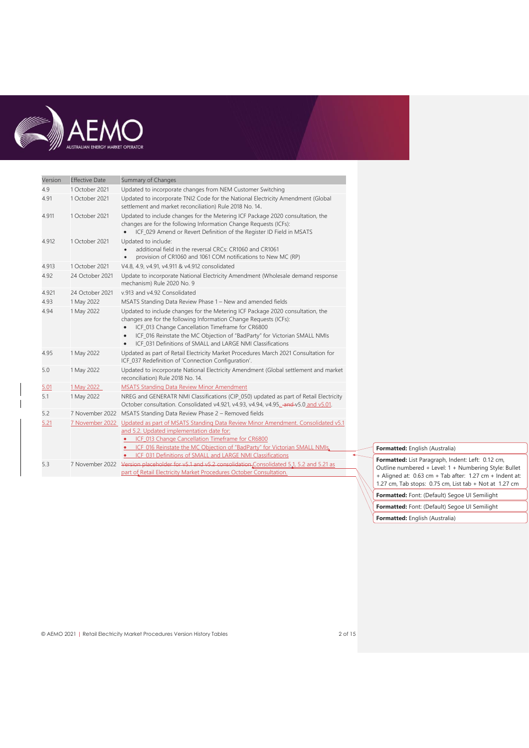| Version | Effective Date | Summary of Changes |
|---|---|---|
| 4.9 | 1 October 2021 | Updated to incorporate changes from NEM Customer Switching |
| 4.91 | 1 October 2021 | Updated to incorporate TNI2 Code for the National Electricity Amendment (Global settlement and market reconciliation) Rule 2018 No. 14. |
| 4.911 | 1 October 2021 | Updated to include changes for the Metering ICF Package 2020 consultation, the changes are for the following Information Change Requests (ICFs):<br>• ICF_029 Amend or Revert Definition of the Register ID Field in MSATS |
| 4.912 | 1 October 2021 | Updated to include:<br>• additional field in the reversal CRCs: CR1060 and CR1061<br>• provision of CR1060 and 1061 COM notifications to New MC (RP) |
| 4.913 | 1 October 2021 | V4.8, 4.9, v4.91, v4.911 & v4.912 consolidated |
| 4.92 | 24 October 2021 | Update to incorporate National Electricity Amendment (Wholesale demand response mechanism) Rule 2020 No. 9 |
| 4.921 | 24 October 2021 | v.913 and v4.92 Consolidated |
| 4.93 | 1 May 2022 | MSATS Standing Data Review Phase 1 – New and amended fields |
| 4.94 | 1 May 2022 | Updated to include changes for the Metering ICF Package 2020 consultation, the changes are for the following Information Change Requests (ICFs):<br>• ICF_013 Change Cancellation Timeframe for CR6800<br>• ICF_016 Reinstate the MC Objection of "BadParty" for Victorian SMALL NMIs<br>• ICF_031 Definitions of SMALL and LARGE NMI Classifications |
| 4.95 | 1 May 2022 | Updated as part of Retail Electricity Market Procedures March 2021 Consultation for ICF_037 Redefinition of 'Connection Configuration'. |
| 5.0 | 1 May 2022 | Updated to incorporate National Electricity Amendment (Global settlement and market reconciliation) Rule 2018 No. 14. |
| 5.01 | 1 May 2022 | MSATS Standing Data Review Minor Amendment |
| 5.1 | 1 May 2022 | NREG and GENERATR NMI Classifications (CIP_050) updated as part of Retail Electricity October consultation. Consolidated v4.921, v4.93, v4.94, v4.95, ~~and~~ v5.0 and v5.01. |
| 5.2 | 7 November 2022 | MSATS Standing Data Review Phase 2 – Removed fields |
| 5.21 | 7 November 2022 | Updated as part of MSATS Standing Data Review Minor Amendment. Consolidated v5.1 and 5.2. Updated implementation date for:<br>• ICF_013 Change Cancellation Timeframe for CR6800<br>• ICF_016 Reinstate the MC Objection of "BadParty" for Victorian SMALL NMIs<br>• ICF_031 Definitions of SMALL and LARGE NMI Classifications |
| 5.3 | 7 November 2022 | ~~Version placeholder for v5.1 and v5.2 consolidation~~ Consolidated 5.1, 5.2 and 5.21 as part of Retail Electricity Market Procedures October Consultation. |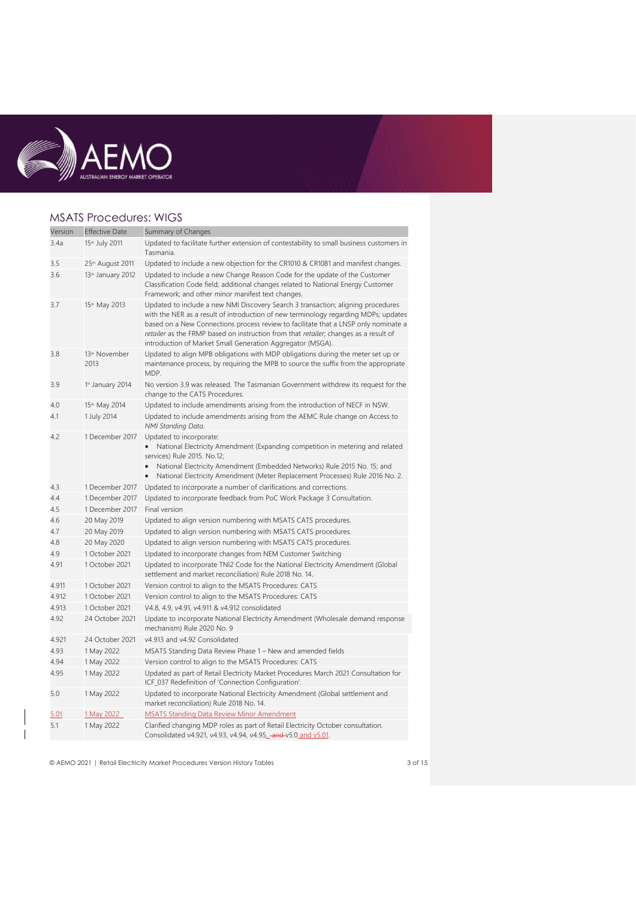## MSATS Procedures: WIGS

| Version | Effective Date | Summary of Changes |
|---|---|---|
| 3.4a | 15th July 2011 | Updated to facilitate further extension of contestability to small business customers in Tasmania. |
| 3.5 | 25th August 2011 | Updated to include a new objection for the CR1010 & CR1081 and manifest changes. |
| 3.6 | 13th January 2012 | Updated to include a new Change Reason Code for the update of the Customer Classification Code field; additional changes related to National Energy Customer Framework; and other minor manifest text changes. |
| 3.7 | 15th May 2013 | Updated to include a new NMI Discovery Search 3 transaction; aligning procedures with the NER as a result of introduction of new terminology regarding MDPs; updates based on a New Connections process review to facilitate that a LNSP only nominate a *retailer* as the FRMP based on instruction from that *retailer*; changes as a result of introduction of Market Small Generation Aggregator (MSGA). |
| 3.8 | 13th November 2013 | Updated to align MPB obligations with MDP obligations during the meter set up or maintenance process, by requiring the MPB to source the suffix from the appropriate MDP. |
| 3.9 | 1st January 2014 | No version 3.9 was released. The Tasmanian Government withdrew its request for the change to the CATS Procedures. |
| 4.0 | 15th May 2014 | Updated to include amendments arising from the introduction of NECF in NSW. |
| 4.1 | 1 July 2014 | Updated to include amendments arising from the AEMC Rule change on Access to *NMI Standing Data*. |
| 4.2 | 1 December 2017 | Updated to incorporate:<br>• National Electricity Amendment (Expanding competition in metering and related services) Rule 2015. No.12;<br>• National Electricity Amendment (Embedded Networks) Rule 2015 No. 15; and<br>• National Electricity Amendment (Meter Replacement Processes) Rule 2016 No. 2. |
| 4.3 | 1 December 2017 | Updated to incorporate a number of clarifications and corrections. |
| 4.4 | 1 December 2017 | Updated to incorporate feedback from PoC Work Package 3 Consultation. |
| 4.5 | 1 December 2017 | Final version |
| 4.6 | 20 May 2019 | Updated to align version numbering with MSATS CATS procedures. |
| 4.7 | 20 May 2019 | Updated to align version numbering with MSATS CATS procedures. |
| 4.8 | 20 May 2020 | Updated to align version numbering with MSATS CATS procedures. |
| 4.9 | 1 October 2021 | Updated to incorporate changes from NEM Customer Switching |
| 4.91 | 1 October 2021 | Updated to incorporate TNI2 Code for the National Electricity Amendment (Global settlement and market reconciliation) Rule 2018 No. 14. |
| 4.911 | 1 October 2021 | Version control to align to the MSATS Procedures: CATS |
| 4.912 | 1 October 2021 | Version control to align to the MSATS Procedures: CATS |
| 4.913 | 1 October 2021 | V4.8, 4.9, v4.91, v4.911 & v4.912 consolidated |
| 4.92 | 24 October 2021 | Update to incorporate National Electricity Amendment (Wholesale demand response mechanism) Rule 2020 No. 9 |
| 4.921 | 24 October 2021 | v4.913 and v4.92 Consolidated |
| 4.93 | 1 May 2022 | MSATS Standing Data Review Phase 1 – New and amended fields |
| 4.94 | 1 May 2022 | Version control to align to the MSATS Procedures: CATS |
| 4.95 | 1 May 2022 | Updated as part of Retail Electricity Market Procedures March 2021 Consultation for ICF_037 Redefinition of 'Connection Configuration'. |
| 5.0 | 1 May 2022 | Updated to incorporate National Electricity Amendment (Global settlement and market reconciliation) Rule 2018 No. 14. |
| 5.01 | 1 May 2022 | MSATS Standing Data Review Minor Amendment |
| 5.1 | 1 May 2022 | Clarified changing MDP roles as part of Retail Electricity October consultation. Consolidated v4.921, v4.93, v4.94, v4.95, ~~and~~ v5.0 and v5.01. |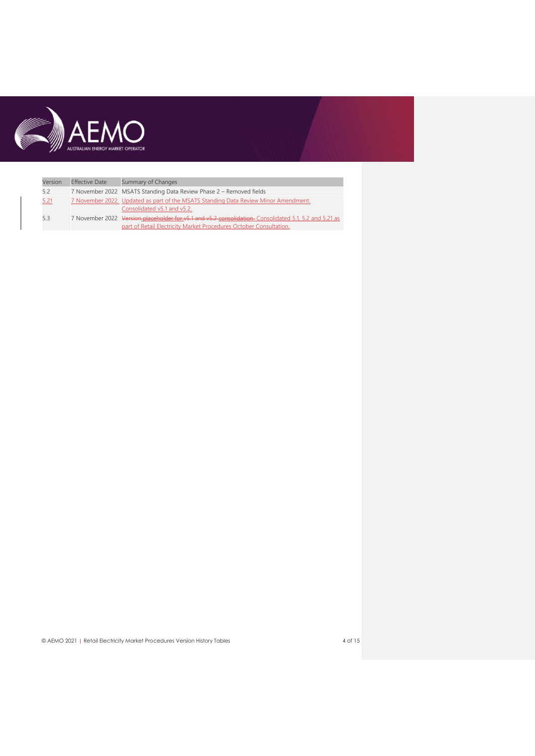| Version | Effective Date | Summary of Changes |
| --- | --- | --- |
| 5.2 | 7 November 2022 | MSATS Standing Data Review Phase 2 – Removed fields |
| 5.21 | 7 November 2022 | Updated as part of the MSATS Standing Data Review Minor Amendment. Consolidated v5.1 and v5.2. |
| 5.3 | 7 November 2022 | ~~Version placeholder for v5.1 and v5.2 consolidation~~ Consolidated 5.1, 5.2 and 5.21 as part of Retail Electricity Market Procedures October Consultation. |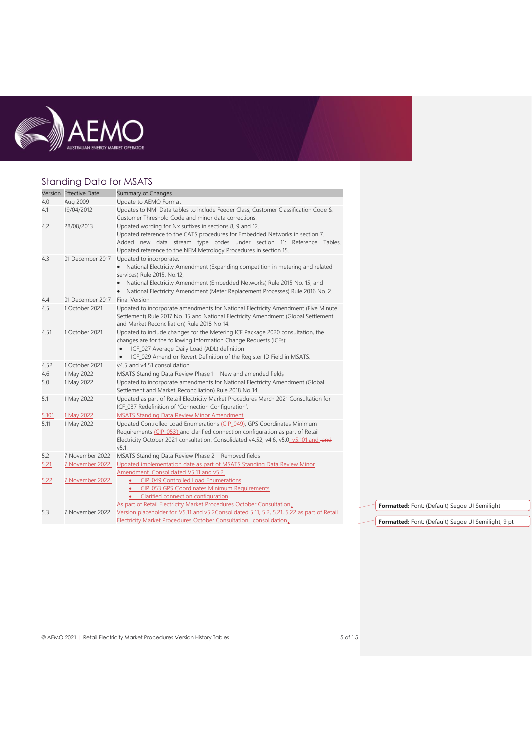## Standing Data for MSATS

| Version | Effective Date | Summary of Changes |
|---|---|---|
| 4.0 | Aug 2009 | Update to AEMO Format |
| 4.1 | 19/04/2012 | Updates to NMI Data tables to include Feeder Class, Customer Classification Code & Customer Threshold Code and minor data corrections. |
| 4.2 | 28/08/2013 | Updated wording for Nx suffixes in sections 8, 9 and 12.<br>Updated reference to the CATS procedures for Embedded Networks in section 7.<br>Added new data stream type codes under section 11: Reference Tables.<br>Updated reference to the NEM Metrology Procedures in section 15. |
| 4.3 | 01 December 2017 | Updated to incorporate:<br>• National Electricity Amendment (Expanding competition in metering and related services) Rule 2015. No.12;<br>• National Electricity Amendment (Embedded Networks) Rule 2015 No. 15; and<br>• National Electricity Amendment (Meter Replacement Processes) Rule 2016 No. 2. |
| 4.4 | 01 December 2017 | Final Version |
| 4.5 | 1 October 2021 | Updated to incorporate amendments for National Electricity Amendment (Five Minute Settlement) Rule 2017 No. 15 and National Electricity Amendment (Global Settlement and Market Reconciliation) Rule 2018 No 14. |
| 4.51 | 1 October 2021 | Updated to include changes for the Metering ICF Package 2020 consultation, the changes are for the following Information Change Requests (ICFs):<br>• ICF_027 Average Daily Load (ADL) definition<br>• ICF_029 Amend or Revert Definition of the Register ID Field in MSATS. |
| 4.52 | 1 October 2021 | v4.5 and v4.51 consolidation |
| 4.6 | 1 May 2022 | MSATS Standing Data Review Phase 1 – New and amended fields |
| 5.0 | 1 May 2022 | Updated to incorporate amendments for National Electricity Amendment (Global Settlement and Market Reconciliation) Rule 2018 No 14. |
| 5.1 | 1 May 2022 | Updated as part of Retail Electricity Market Procedures March 2021 Consultation for ICF_037 Redefinition of 'Connection Configuration'. |
| 5.101 | 1 May 2022 | MSATS Standing Data Review Minor Amendment |
| 5.11 | 1 May 2022 | Updated Controlled Load Enumerations (CIP_049), GPS Coordinates Minimum Requirements (CIP_053) and clarified connection configuration as part of Retail Electricity October 2021 consultation. Consolidated v4.52, v4.6, v5.0, v5.101 and ~~and~~ v5.1. |
| 5.2 | 7 November 2022 | MSATS Standing Data Review Phase 2 – Removed fields |
| 5.21 | 7 November 2022 | Updated implementation date as part of MSATS Standing Data Review Minor Amendment. Consolidated V5.11 and v5.2. |
| 5.22 | 7 November 2022 | • CIP_049 Controlled Load Enumerations<br>• CIP_053 GPS Coordinates Minimum Requirements<br>• Clarified connection configuration<br>As part of Retail Electricity Market Procedures October Consultation. |
| 5.3 | 7 November 2022 | ~~Version placeholder for V5.11 and v5.2~~Consolidated 5.11, 5.2, 5.21, 5.22 as part of Retail Electricity Market Procedures October Consultation. ~~consolidation.~~ |

Formatted: Font: (Default) Segoe UI Semilight

Formatted: Font: (Default) Segoe UI Semilight, 9 pt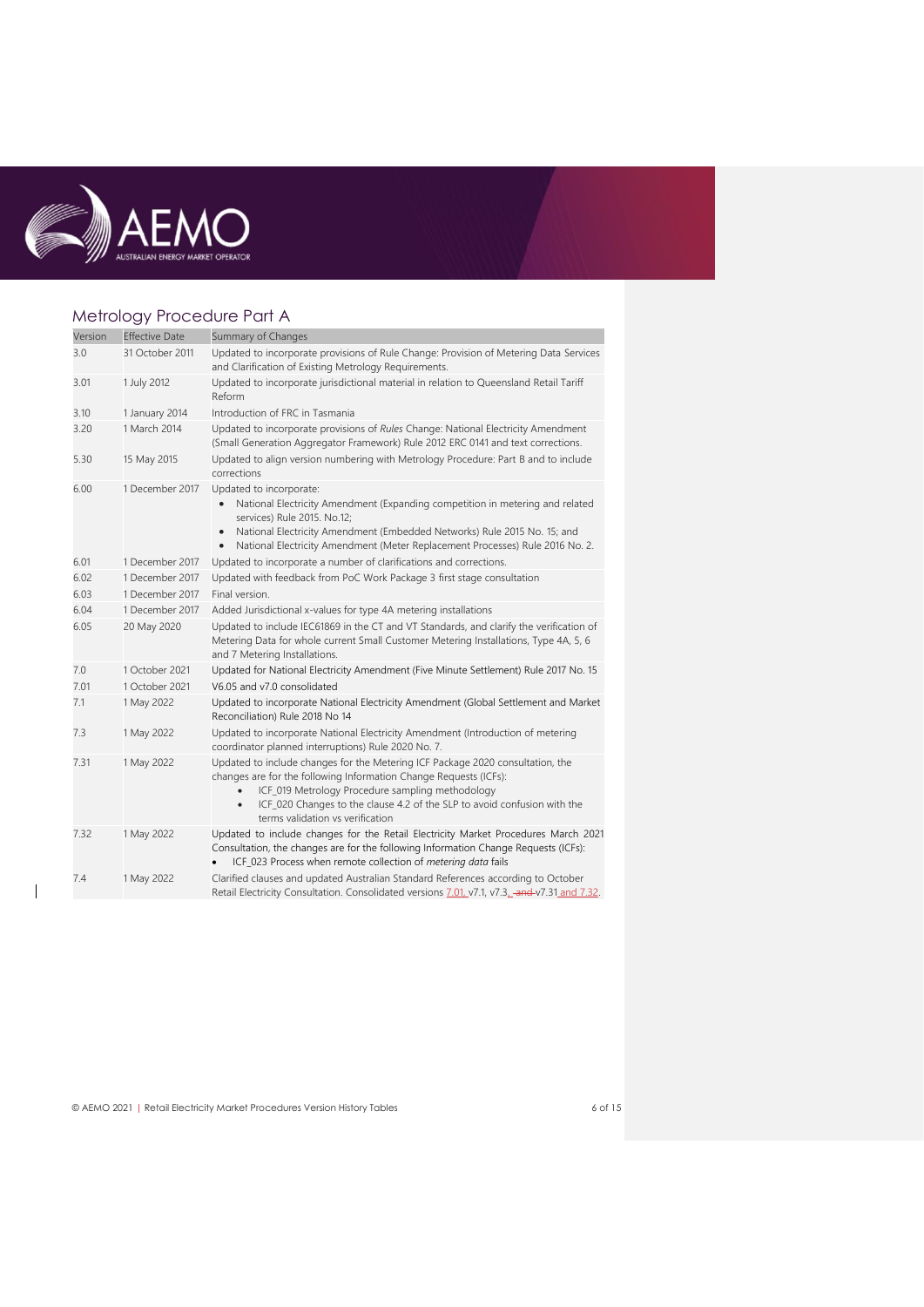## Metrology Procedure Part A

| Version | Effective Date | Summary of Changes |
|---|---|---|
| 3.0 | 31 October 2011 | Updated to incorporate provisions of Rule Change: Provision of Metering Data Services and Clarification of Existing Metrology Requirements. |
| 3.01 | 1 July 2012 | Updated to incorporate jurisdictional material in relation to Queensland Retail Tariff Reform |
| 3.10 | 1 January 2014 | Introduction of FRC in Tasmania |
| 3.20 | 1 March 2014 | Updated to incorporate provisions of *Rules* Change: National Electricity Amendment (Small Generation Aggregator Framework) Rule 2012 ERC 0141 and text corrections. |
| 5.30 | 15 May 2015 | Updated to align version numbering with Metrology Procedure: Part B and to include corrections |
| 6.00 | 1 December 2017 | Updated to incorporate:<br>• National Electricity Amendment (Expanding competition in metering and related services) Rule 2015. No.12;<br>• National Electricity Amendment (Embedded Networks) Rule 2015 No. 15; and<br>• National Electricity Amendment (Meter Replacement Processes) Rule 2016 No. 2. |
| 6.01 | 1 December 2017 | Updated to incorporate a number of clarifications and corrections. |
| 6.02 | 1 December 2017 | Updated with feedback from PoC Work Package 3 first stage consultation |
| 6.03 | 1 December 2017 | Final version. |
| 6.04 | 1 December 2017 | Added Jurisdictional x-values for type 4A metering installations |
| 6.05 | 20 May 2020 | Updated to include IEC61869 in the CT and VT Standards, and clarify the verification of Metering Data for whole current Small Customer Metering Installations, Type 4A, 5, 6 and 7 Metering Installations. |
| 7.0 | 1 October 2021 | Updated for National Electricity Amendment (Five Minute Settlement) Rule 2017 No. 15 |
| 7.01 | 1 October 2021 | V6.05 and v7.0 consolidated |
| 7.1 | 1 May 2022 | Updated to incorporate National Electricity Amendment (Global Settlement and Market Reconciliation) Rule 2018 No 14 |
| 7.3 | 1 May 2022 | Updated to incorporate National Electricity Amendment (Introduction of metering coordinator planned interruptions) Rule 2020 No. 7. |
| 7.31 | 1 May 2022 | Updated to include changes for the Metering ICF Package 2020 consultation, the changes are for the following Information Change Requests (ICFs):<br>• ICF_019 Metrology Procedure sampling methodology<br>• ICF_020 Changes to the clause 4.2 of the SLP to avoid confusion with the terms validation vs verification |
| 7.32 | 1 May 2022 | Updated to include changes for the Retail Electricity Market Procedures March 2021 Consultation, the changes are for the following Information Change Requests (ICFs):<br>• ICF_023 Process when remote collection of *metering data* fails |
| 7.4 | 1 May 2022 | Clarified clauses and updated Australian Standard References according to October Retail Electricity Consultation. Consolidated versions 7.01, v7.1, v7.3, ~~and~~ v7.31 and 7.32. |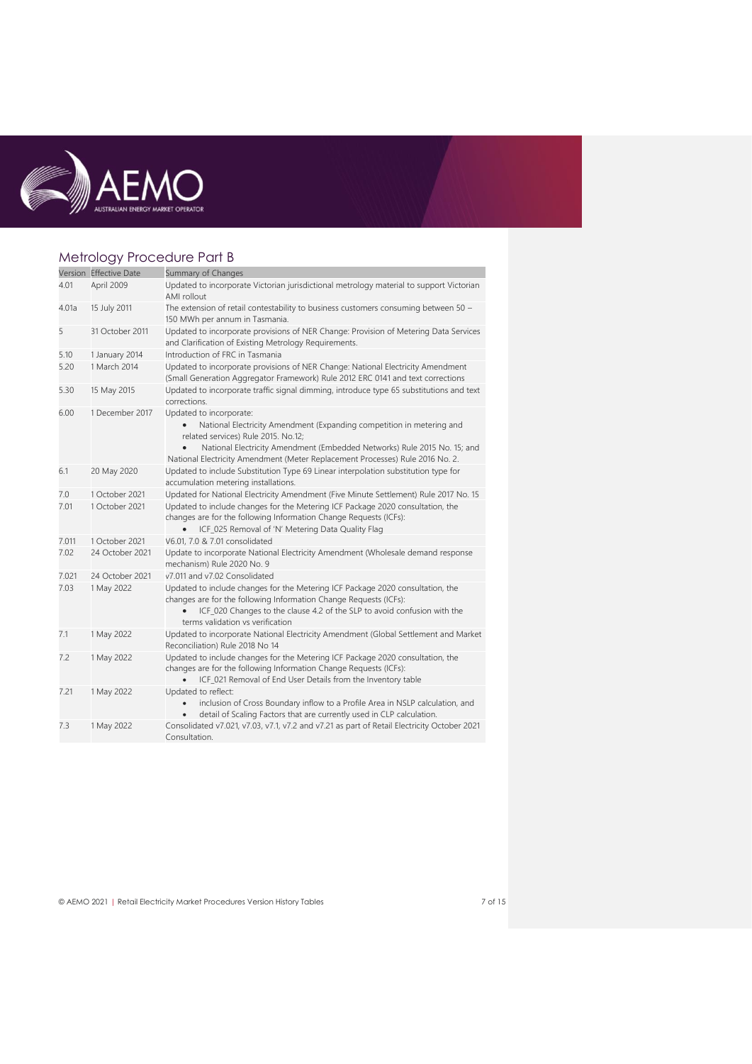## Metrology Procedure Part B

| Version | Effective Date | Summary of Changes |
|---|---|---|
| 4.01 | April 2009 | Updated to incorporate Victorian jurisdictional metrology material to support Victorian AMI rollout |
| 4.01a | 15 July 2011 | The extension of retail contestability to business customers consuming between 50 – 150 MWh per annum in Tasmania. |
| 5 | 31 October 2011 | Updated to incorporate provisions of NER Change: Provision of Metering Data Services and Clarification of Existing Metrology Requirements. |
| 5.10 | 1 January 2014 | Introduction of FRC in Tasmania |
| 5.20 | 1 March 2014 | Updated to incorporate provisions of NER Change: National Electricity Amendment (Small Generation Aggregator Framework) Rule 2012 ERC 0141 and text corrections |
| 5.30 | 15 May 2015 | Updated to incorporate traffic signal dimming, introduce type 65 substitutions and text corrections. |
| 6.00 | 1 December 2017 | Updated to incorporate:<br>• National Electricity Amendment (Expanding competition in metering and related services) Rule 2015. No.12;<br>• National Electricity Amendment (Embedded Networks) Rule 2015 No. 15; and National Electricity Amendment (Meter Replacement Processes) Rule 2016 No. 2. |
| 6.1 | 20 May 2020 | Updated to include Substitution Type 69 Linear interpolation substitution type for accumulation metering installations. |
| 7.0 | 1 October 2021 | Updated for National Electricity Amendment (Five Minute Settlement) Rule 2017 No. 15 |
| 7.01 | 1 October 2021 | Updated to include changes for the Metering ICF Package 2020 consultation, the changes are for the following Information Change Requests (ICFs):<br>• ICF_025 Removal of 'N' Metering Data Quality Flag |
| 7.011 | 1 October 2021 | V6.01, 7.0 & 7.01 consolidated |
| 7.02 | 24 October 2021 | Update to incorporate National Electricity Amendment (Wholesale demand response mechanism) Rule 2020 No. 9 |
| 7.021 | 24 October 2021 | v7.011 and v7.02 Consolidated |
| 7.03 | 1 May 2022 | Updated to include changes for the Metering ICF Package 2020 consultation, the changes are for the following Information Change Requests (ICFs):<br>• ICF_020 Changes to the clause 4.2 of the SLP to avoid confusion with the terms validation vs verification |
| 7.1 | 1 May 2022 | Updated to incorporate National Electricity Amendment (Global Settlement and Market Reconciliation) Rule 2018 No 14 |
| 7.2 | 1 May 2022 | Updated to include changes for the Metering ICF Package 2020 consultation, the changes are for the following Information Change Requests (ICFs):<br>• ICF_021 Removal of End User Details from the Inventory table |
| 7.21 | 1 May 2022 | Updated to reflect:<br>• inclusion of Cross Boundary inflow to a Profile Area in NSLP calculation, and<br>• detail of Scaling Factors that are currently used in CLP calculation. |
| 7.3 | 1 May 2022 | Consolidated v7.021, v7.03, v7.1, v7.2 and v7.21 as part of Retail Electricity October 2021 Consultation. |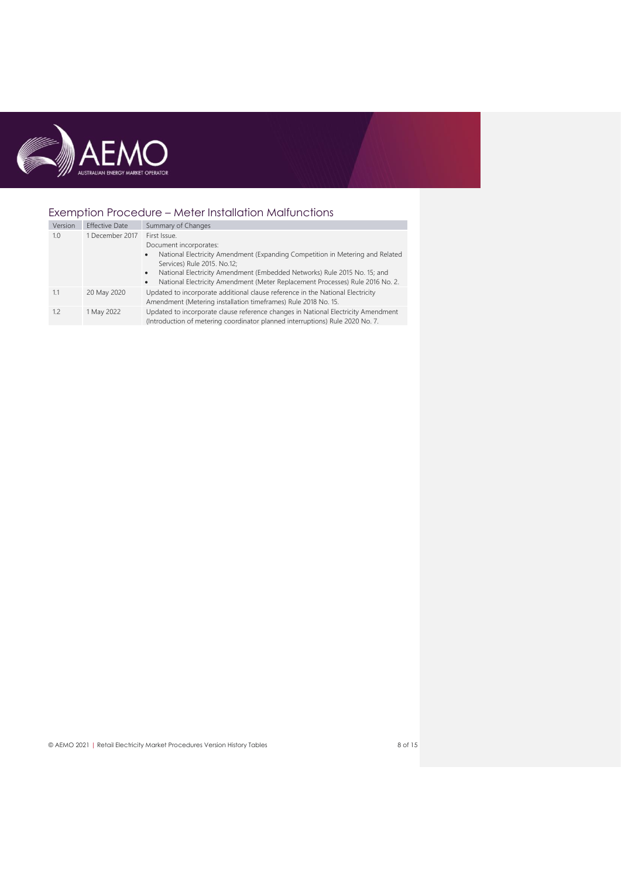## Exemption Procedure – Meter Installation Malfunctions

| Version | Effective Date | Summary of Changes |
| --- | --- | --- |
| 1.0 | 1 December 2017 | First Issue.<br>Document incorporates:<br>• National Electricity Amendment (Expanding Competition in Metering and Related Services) Rule 2015. No.12;<br>• National Electricity Amendment (Embedded Networks) Rule 2015 No. 15; and<br>• National Electricity Amendment (Meter Replacement Processes) Rule 2016 No. 2. |
| 1.1 | 20 May 2020 | Updated to incorporate additional clause reference in the National Electricity Amendment (Metering installation timeframes) Rule 2018 No. 15. |
| 1.2 | 1 May 2022 | Updated to incorporate clause reference changes in National Electricity Amendment (Introduction of metering coordinator planned interruptions) Rule 2020 No. 7. |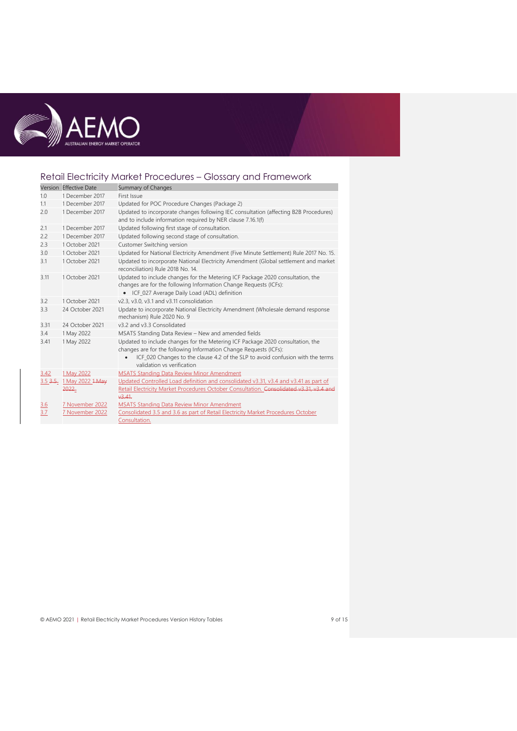## Retail Electricity Market Procedures – Glossary and Framework

| Version | Effective Date | Summary of Changes |
|---|---|---|
| 1.0 | 1 December 2017 | First Issue |
| 1.1 | 1 December 2017 | Updated for POC Procedure Changes (Package 2) |
| 2.0 | 1 December 2017 | Updated to incorporate changes following IEC consultation (affecting B2B Procedures) and to include information required by NER clause 7.16.1(f) |
| 2.1 | 1 December 2017 | Updated following first stage of consultation. |
| 2.2 | 1 December 2017 | Updated following second stage of consultation. |
| 2.3 | 1 October 2021 | Customer Switching version |
| 3.0 | 1 October 2021 | Updated for National Electricity Amendment (Five Minute Settlement) Rule 2017 No. 15. |
| 3.1 | 1 October 2021 | Updated to incorporate National Electricity Amendment (Global settlement and market reconciliation) Rule 2018 No. 14. |
| 3.11 | 1 October 2021 | Updated to include changes for the Metering ICF Package 2020 consultation, the changes are for the following Information Change Requests (ICFs): • ICF_027 Average Daily Load (ADL) definition |
| 3.2 | 1 October 2021 | v2.3, v3.0, v3.1 and v3.11 consolidation |
| 3.3 | 24 October 2021 | Update to incorporate National Electricity Amendment (Wholesale demand response mechanism) Rule 2020 No. 9 |
| 3.31 | 24 October 2021 | v3.2 and v3.3 Consolidated |
| 3.4 | 1 May 2022 | MSATS Standing Data Review – New and amended fields |
| 3.41 | 1 May 2022 | Updated to include changes for the Metering ICF Package 2020 consultation, the changes are for the following Information Change Requests (ICFs): • ICF_020 Changes to the clause 4.2 of the SLP to avoid confusion with the terms validation vs verification |
| 3.42 | 1 May 2022 | MSATS Standing Data Review Minor Amendment |
| 3.5 ~~3.5~~ | 1 May 2022 ~~1 May 2022~~ | Updated Controlled Load definition and consolidated v3.31, v3.4 and v3.41 as part of Retail Electricity Market Procedures October Consultation. ~~Consolidated v3.31, v3.4 and v3.41~~ |
| 3.6 | 7 November 2022 | MSATS Standing Data Review Minor Amendment |
| 3.7 | 7 November 2022 | Consolidated 3.5 and 3.6 as part of Retail Electricity Market Procedures October Consultation. |

© AEMO 2021 | Retail Electricity Market Procedures Version History Tables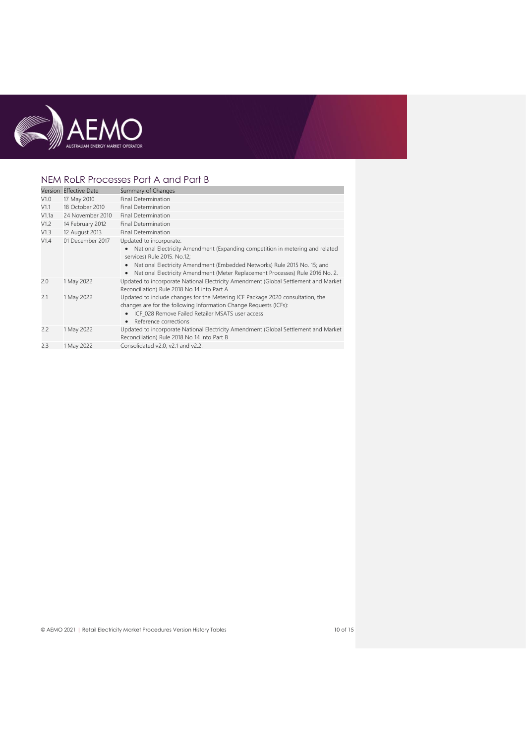## NEM RoLR Processes Part A and Part B

| Version | Effective Date | Summary of Changes |
|---|---|---|
| V1.0 | 17 May 2010 | Final Determination |
| V1.1 | 18 October 2010 | Final Determination |
| V1.1a | 24 November 2010 | Final Determination |
| V1.2 | 14 February 2012 | Final Determination |
| V1.3 | 12 August 2013 | Final Determination |
| V1.4 | 01 December 2017 | Updated to incorporate: <br>• National Electricity Amendment (Expanding competition in metering and related services) Rule 2015. No.12; <br>• National Electricity Amendment (Embedded Networks) Rule 2015 No. 15; and <br>• National Electricity Amendment (Meter Replacement Processes) Rule 2016 No. 2. |
| 2.0 | 1 May 2022 | Updated to incorporate National Electricity Amendment (Global Settlement and Market Reconciliation) Rule 2018 No 14 into Part A |
| 2.1 | 1 May 2022 | Updated to include changes for the Metering ICF Package 2020 consultation, the changes are for the following Information Change Requests (ICFs): <br>• ICF_028 Remove Failed Retailer MSATS user access <br>• Reference corrections |
| 2.2 | 1 May 2022 | Updated to incorporate National Electricity Amendment (Global Settlement and Market Reconciliation) Rule 2018 No 14 into Part B |
| 2.3 | 1 May 2022 | Consolidated v2.0, v2.1 and v2.2. |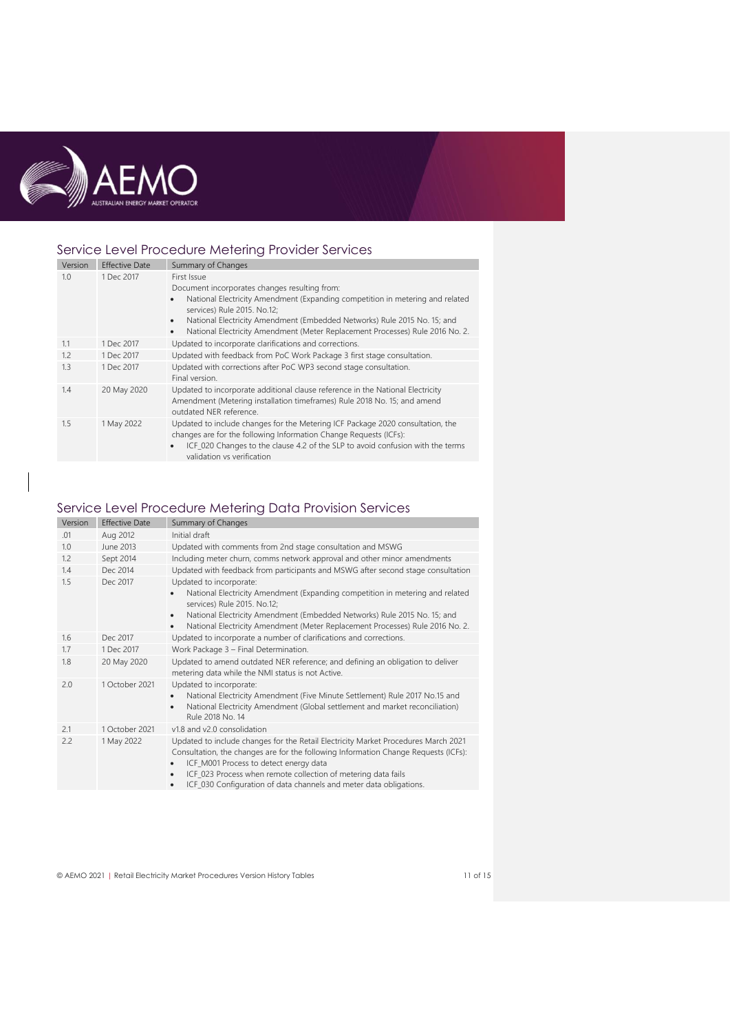## Service Level Procedure Metering Provider Services

| Version | Effective Date | Summary of Changes |
|---|---|---|
| 1.0 | 1 Dec 2017 | First Issue<br>Document incorporates changes resulting from:<br>• National Electricity Amendment (Expanding competition in metering and related services) Rule 2015. No.12;<br>• National Electricity Amendment (Embedded Networks) Rule 2015 No. 15; and<br>• National Electricity Amendment (Meter Replacement Processes) Rule 2016 No. 2. |
| 1.1 | 1 Dec 2017 | Updated to incorporate clarifications and corrections. |
| 1.2 | 1 Dec 2017 | Updated with feedback from PoC Work Package 3 first stage consultation. |
| 1.3 | 1 Dec 2017 | Updated with corrections after PoC WP3 second stage consultation.<br>Final version. |
| 1.4 | 20 May 2020 | Updated to incorporate additional clause reference in the National Electricity Amendment (Metering installation timeframes) Rule 2018 No. 15; and amend outdated NER reference. |
| 1.5 | 1 May 2022 | Updated to include changes for the Metering ICF Package 2020 consultation, the changes are for the following Information Change Requests (ICFs):<br>• ICF_020 Changes to the clause 4.2 of the SLP to avoid confusion with the terms validation vs verification |

## Service Level Procedure Metering Data Provision Services

| Version | Effective Date | Summary of Changes |
|---|---|---|
| .01 | Aug 2012 | Initial draft |
| 1.0 | June 2013 | Updated with comments from 2nd stage consultation and MSWG |
| 1.2 | Sept 2014 | Including meter churn, comms network approval and other minor amendments |
| 1.4 | Dec 2014 | Updated with feedback from participants and MSWG after second stage consultation |
| 1.5 | Dec 2017 | Updated to incorporate:<br>• National Electricity Amendment (Expanding competition in metering and related services) Rule 2015. No.12;<br>• National Electricity Amendment (Embedded Networks) Rule 2015 No. 15; and<br>• National Electricity Amendment (Meter Replacement Processes) Rule 2016 No. 2. |
| 1.6 | Dec 2017 | Updated to incorporate a number of clarifications and corrections. |
| 1.7 | 1 Dec 2017 | Work Package 3 – Final Determination. |
| 1.8 | 20 May 2020 | Updated to amend outdated NER reference; and defining an obligation to deliver metering data while the NMI status is not Active. |
| 2.0 | 1 October 2021 | Updated to incorporate:<br>• National Electricity Amendment (Five Minute Settlement) Rule 2017 No.15 and<br>• National Electricity Amendment (Global settlement and market reconciliation) Rule 2018 No. 14 |
| 2.1 | 1 October 2021 | v1.8 and v2.0 consolidation |
| 2.2 | 1 May 2022 | Updated to include changes for the Retail Electricity Market Procedures March 2021 Consultation, the changes are for the following Information Change Requests (ICFs):<br>• ICF_M001 Process to detect energy data<br>• ICF_023 Process when remote collection of metering data fails<br>• ICF_030 Configuration of data channels and meter data obligations. |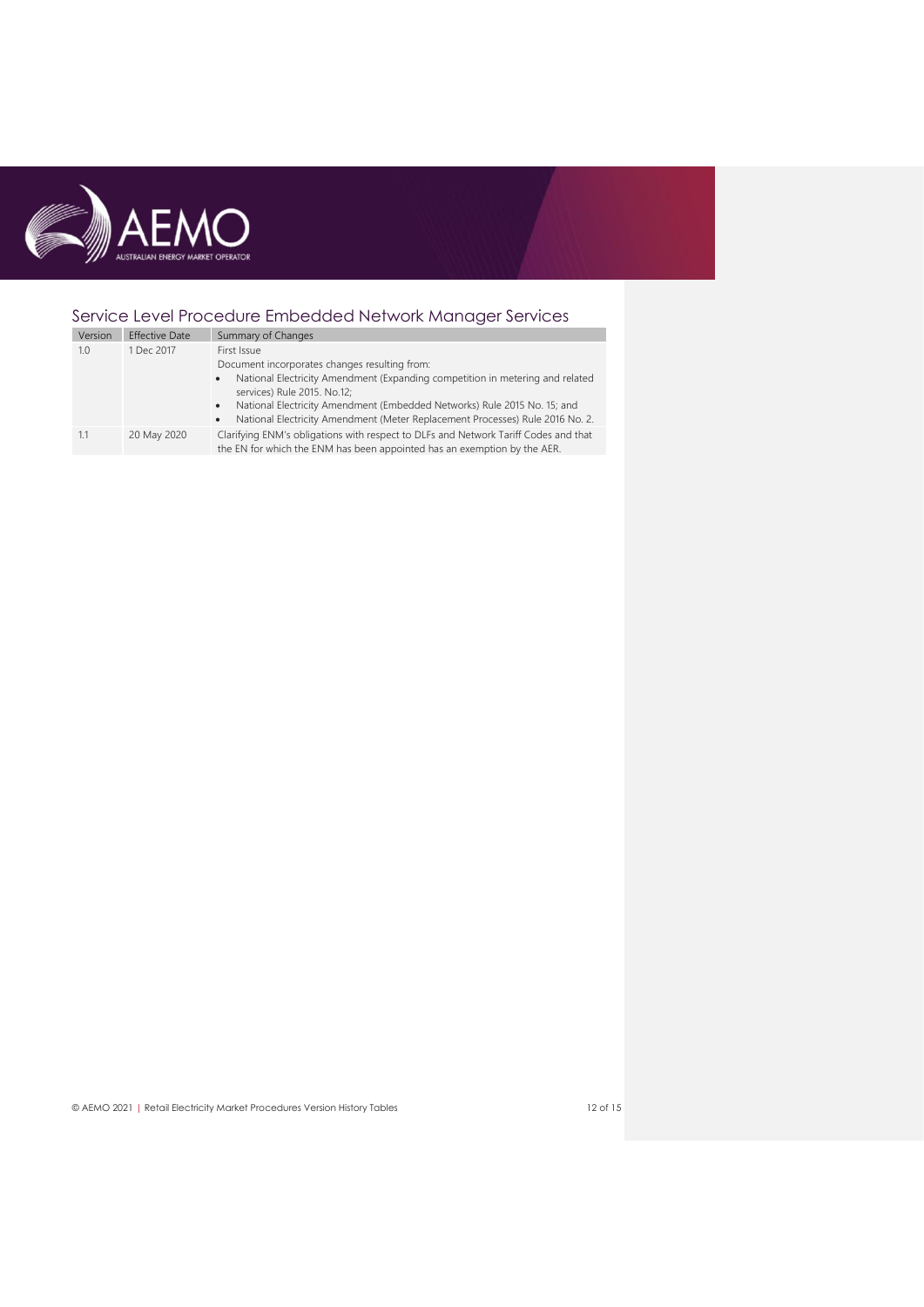## Service Level Procedure Embedded Network Manager Services

| Version | Effective Date | Summary of Changes |
|---|---|---|
| 1.0 | 1 Dec 2017 | First Issue<br>Document incorporates changes resulting from:<br>• National Electricity Amendment (Expanding competition in metering and related services) Rule 2015. No.12;<br>• National Electricity Amendment (Embedded Networks) Rule 2015 No. 15; and<br>• National Electricity Amendment (Meter Replacement Processes) Rule 2016 No. 2. |
| 1.1 | 20 May 2020 | Clarifying ENM's obligations with respect to DLFs and Network Tariff Codes and that the EN for which the ENM has been appointed has an exemption by the AER. |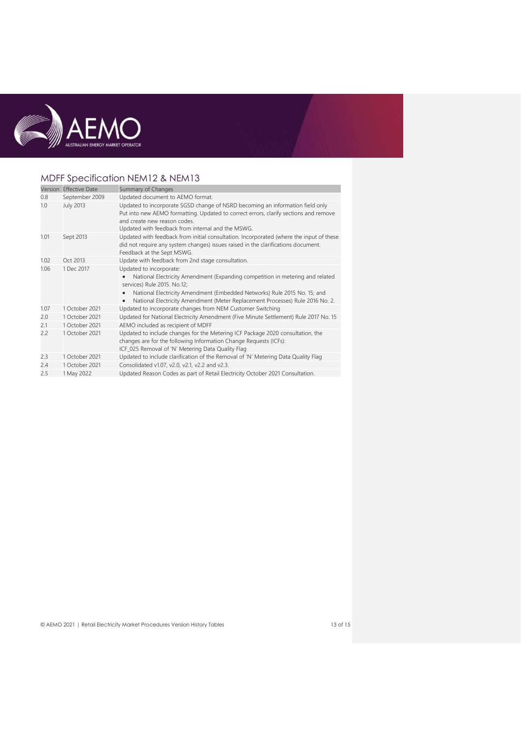## MDFF Specification NEM12 & NEM13

| Version | Effective Date | Summary of Changes |
|---|---|---|
| 0.8 | September 2009 | Updated document to AEMO format. |
| 1.0 | July 2013 | Updated to incorporate SGSD change of NSRD becoming an information field only<br>Put into new AEMO formatting. Updated to correct errors, clarify sections and remove and create new reason codes.<br>Updated with feedback from internal and the MSWG. |
| 1.01 | Sept 2013 | Updated with feedback from initial consultation. Incorporated (where the input of these did not require any system changes) issues raised in the clarifications document. Feedback at the Sept MSWG. |
| 1.02 | Oct 2013 | Update with feedback from 2nd stage consultation. |
| 1.06 | 1 Dec 2017 | Updated to incorporate:<br>• National Electricity Amendment (Expanding competition in metering and related services) Rule 2015. No.12;<br>• National Electricity Amendment (Embedded Networks) Rule 2015 No. 15; and<br>• National Electricity Amendment (Meter Replacement Processes) Rule 2016 No. 2. |
| 1.07 | 1 October 2021 | Updated to incorporate changes from NEM Customer Switching |
| 2.0 | 1 October 2021 | Updated for National Electricity Amendment (Five Minute Settlement) Rule 2017 No. 15 |
| 2.1 | 1 October 2021 | AEMO included as recipient of MDFF |
| 2.2 | 1 October 2021 | Updated to include changes for the Metering ICF Package 2020 consultation, the changes are for the following Information Change Requests (ICFs):<br>ICF_025 Removal of 'N' Metering Data Quality Flag |
| 2.3 | 1 October 2021 | Updated to include clarification of the Removal of 'N' Metering Data Quality Flag |
| 2.4 | 1 October 2021 | Consolidated v1.07, v2.0, v2.1, v2.2 and v2.3. |
| 2.5 | 1 May 2022 | Updated Reason Codes as part of Retail Electricity October 2021 Consultation. |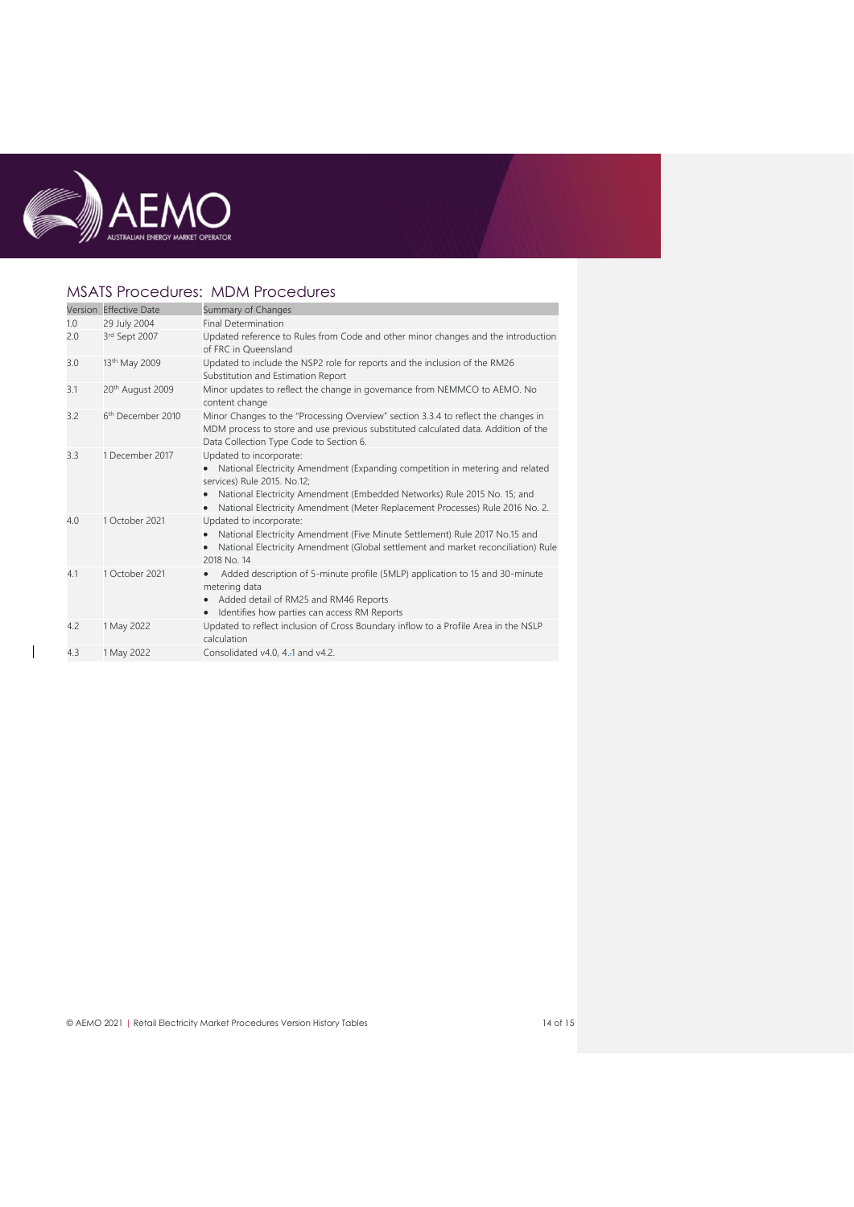## MSATS Procedures: MDM Procedures

| Version | Effective Date | Summary of Changes |
|---|---|---|
| 1.0 | 29 July 2004 | Final Determination |
| 2.0 | 3rd Sept 2007 | Updated reference to Rules from Code and other minor changes and the introduction of FRC in Queensland |
| 3.0 | 13th May 2009 | Updated to include the NSP2 role for reports and the inclusion of the RM26 Substitution and Estimation Report |
| 3.1 | 20th August 2009 | Minor updates to reflect the change in governance from NEMMCO to AEMO. No content change |
| 3.2 | 6th December 2010 | Minor Changes to the "Processing Overview" section 3.3.4 to reflect the changes in MDM process to store and use previous substituted calculated data. Addition of the Data Collection Type Code to Section 6. |
| 3.3 | 1 December 2017 | Updated to incorporate: <br>• National Electricity Amendment (Expanding competition in metering and related services) Rule 2015. No.12; <br>• National Electricity Amendment (Embedded Networks) Rule 2015 No. 15; and <br>• National Electricity Amendment (Meter Replacement Processes) Rule 2016 No. 2. |
| 4.0 | 1 October 2021 | Updated to incorporate: <br>• National Electricity Amendment (Five Minute Settlement) Rule 2017 No.15 and <br>• National Electricity Amendment (Global settlement and market reconciliation) Rule 2018 No. 14 |
| 4.1 | 1 October 2021 | • Added description of 5-minute profile (5MLP) application to 15 and 30-minute metering data <br>• Added detail of RM25 and RM46 Reports <br>• Identifies how parties can access RM Reports |
| 4.2 | 1 May 2022 | Updated to reflect inclusion of Cross Boundary inflow to a Profile Area in the NSLP calculation |
| 4.3 | 1 May 2022 | Consolidated v4.0, 4.1 and v4.2. |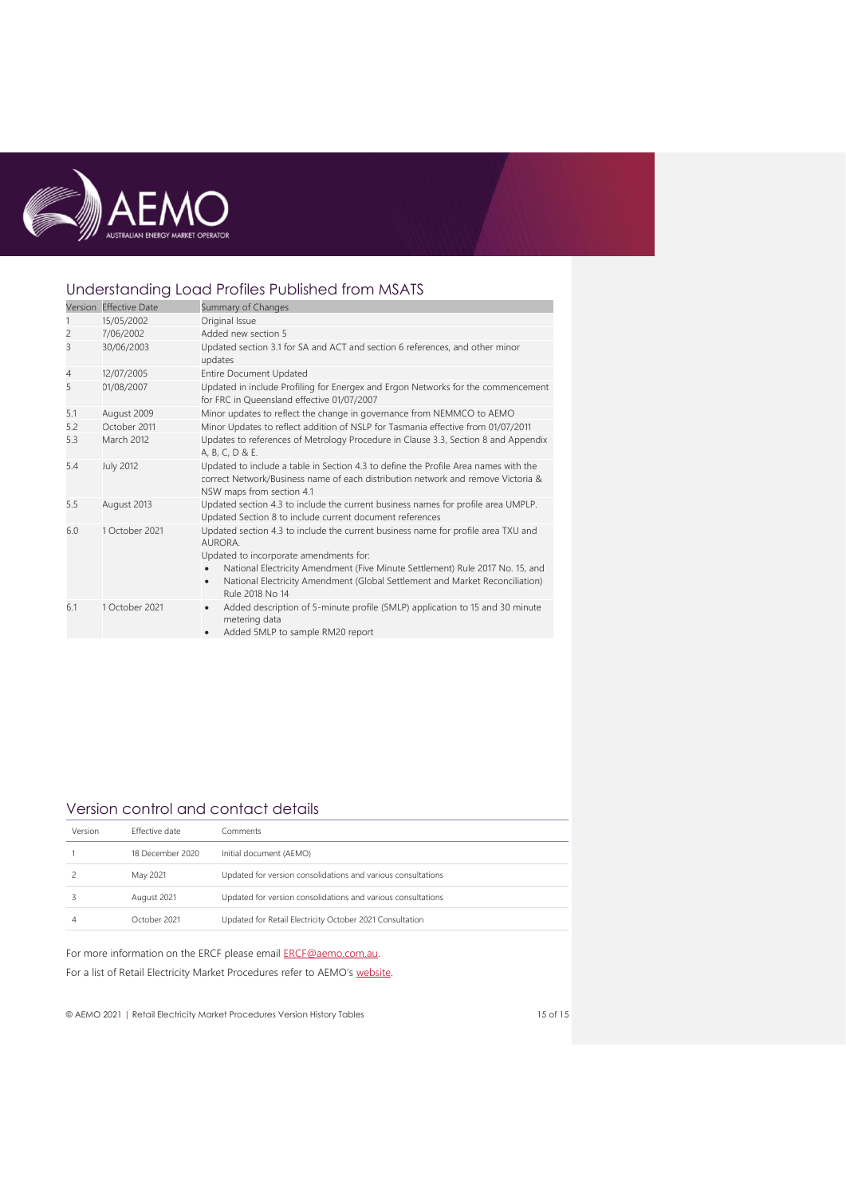## Understanding Load Profiles Published from MSATS

| Version | Effective Date | Summary of Changes |
|---|---|---|
| 1 | 15/05/2002 | Original Issue |
| 2 | 7/06/2002 | Added new section 5 |
| 3 | 30/06/2003 | Updated section 3.1 for SA and ACT and section 6 references, and other minor updates |
| 4 | 12/07/2005 | Entire Document Updated |
| 5 | 01/08/2007 | Updated in include Profiling for Energex and Ergon Networks for the commencement for FRC in Queensland effective 01/07/2007 |
| 5.1 | August 2009 | Minor updates to reflect the change in governance from NEMMCO to AEMO |
| 5.2 | October 2011 | Minor Updates to reflect addition of NSLP for Tasmania effective from 01/07/2011 |
| 5.3 | March 2012 | Updates to references of Metrology Procedure in Clause 3.3, Section 8 and Appendix A, B, C, D & E. |
| 5.4 | July 2012 | Updated to include a table in Section 4.3 to define the Profile Area names with the correct Network/Business name of each distribution network and remove Victoria & NSW maps from section 4.1 |
| 5.5 | August 2013 | Updated section 4.3 to include the current business names for profile area UMPLP. Updated Section 8 to include current document references |
| 6.0 | 1 October 2021 | Updated section 4.3 to include the current business name for profile area TXU and AURORA. Updated to incorporate amendments for: • National Electricity Amendment (Five Minute Settlement) Rule 2017 No. 15, and • National Electricity Amendment (Global Settlement and Market Reconciliation) Rule 2018 No 14 |
| 6.1 | 1 October 2021 | • Added description of 5-minute profile (5MLP) application to 15 and 30 minute metering data • Added 5MLP to sample RM20 report |

## Version control and contact details

| Version | Effective date | Comments |
|---|---|---|
| 1 | 18 December 2020 | Initial document (AEMO) |
| 2 | May 2021 | Updated for version consolidations and various consultations |
| 3 | August 2021 | Updated for version consolidations and various consultations |
| 4 | October 2021 | Updated for Retail Electricity October 2021 Consultation |

For more information on the ERCF please email ERCF@aemo.com.au.

For a list of Retail Electricity Market Procedures refer to AEMO's website.